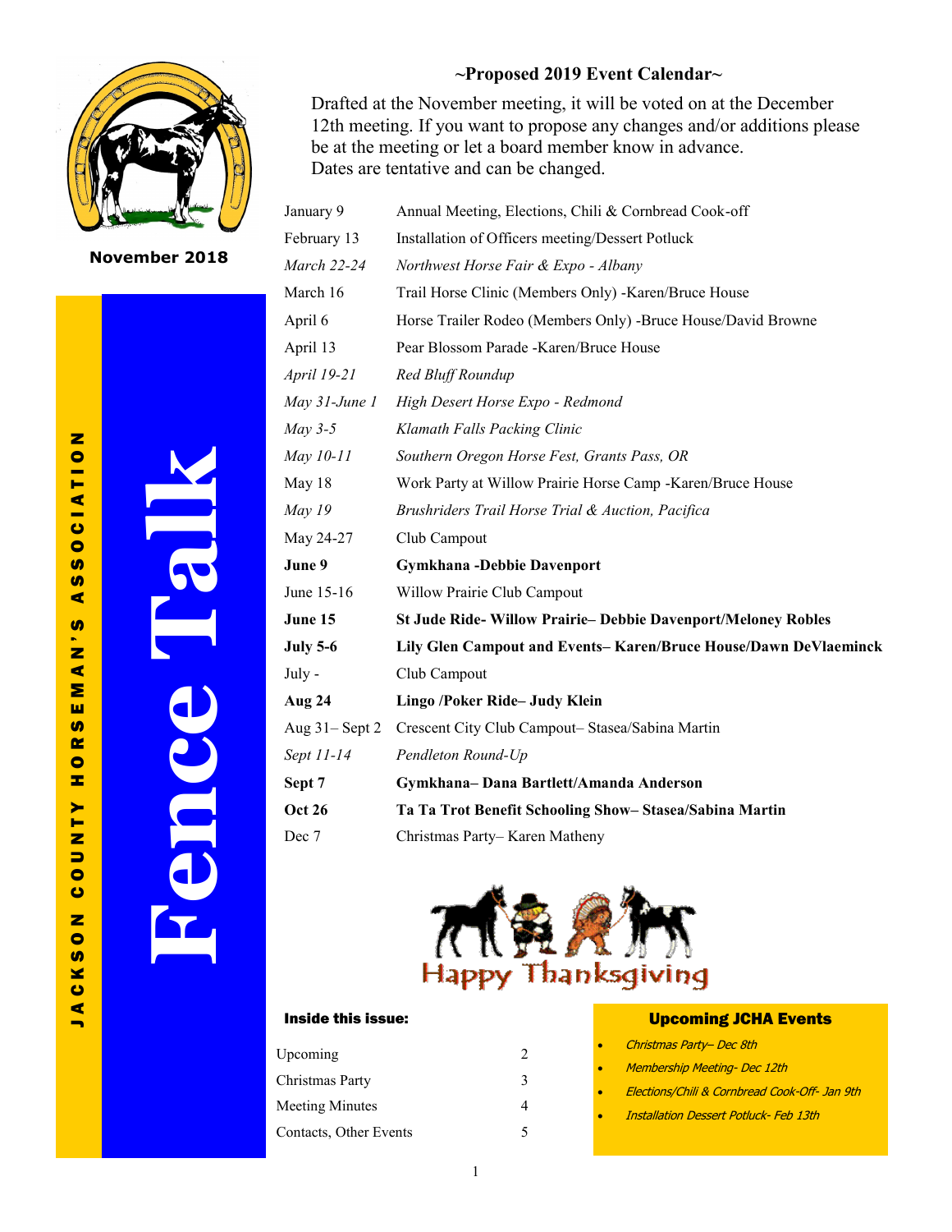# Fence Talk

**JACKSON COUNTY HORSEMAN'S ASSOCIATION**

**November 2018**

## ~Proposed 2019 Event Calendar~

Drafted at the November meeting, it will be voted on at the December 12th meeting. If you want to propose any changes and/or additions please be at the meeting or let a board member know in advance.
Dates are tentative and can be changed.

| | |
|---|---|
| January 9 | Annual Meeting, Elections, Chili & Cornbread Cook-off |
| February 13 | Installation of Officers meeting/Dessert Potluck |
| *March 22-24* | *Northwest Horse Fair & Expo - Albany* |
| March 16 | Trail Horse Clinic (Members Only) -Karen/Bruce House |
| April 6 | Horse Trailer Rodeo (Members Only) -Bruce House/David Browne |
| April 13 | Pear Blossom Parade -Karen/Bruce House |
| *April 19-21* | *Red Bluff Roundup* |
| *May 31-June 1* | *High Desert Horse Expo - Redmond* |
| *May 3-5* | *Klamath Falls Packing Clinic* |
| *May 10-11* | *Southern Oregon Horse Fest, Grants Pass, OR* |
| May 18 | Work Party at Willow Prairie Horse Camp -Karen/Bruce House |
| *May 19* | *Brushriders Trail Horse Trial & Auction, Pacifica* |
| May 24-27 | Club Campout |
| **June 9** | **Gymkhana -Debbie Davenport** |
| June 15-16 | Willow Prairie Club Campout |
| **June 15** | **St Jude Ride- Willow Prairie– Debbie Davenport/Meloney Robles** |
| **July 5-6** | **Lily Glen Campout and Events– Karen/Bruce House/Dawn DeVlaeminck** |
| July - | Club Campout |
| **Aug 24** | **Lingo /Poker Ride– Judy Klein** |
| Aug 31– Sept 2 | Crescent City Club Campout– Stasea/Sabina Martin |
| *Sept 11-14* | *Pendleton Round-Up* |
| **Sept 7** | **Gymkhana– Dana Bartlett/Amanda Anderson** |
| **Oct 26** | **Ta Ta Trot Benefit Schooling Show– Stasea/Sabina Martin** |
| Dec 7 | Christmas Party– Karen Matheny |

Happy Thanksgiving

### Inside this issue:

| | |
|---|---|
| Upcoming | 2 |
| Christmas Party | 3 |
| Meeting Minutes | 4 |
| Contacts, Other Events | 5 |

### Upcoming JCHA Events

- *Christmas Party– Dec 8th*
- *Membership Meeting- Dec 12th*
- *Elections/Chili & Cornbread Cook-Off- Jan 9th*
- *Installation Dessert Potluck- Feb 13th*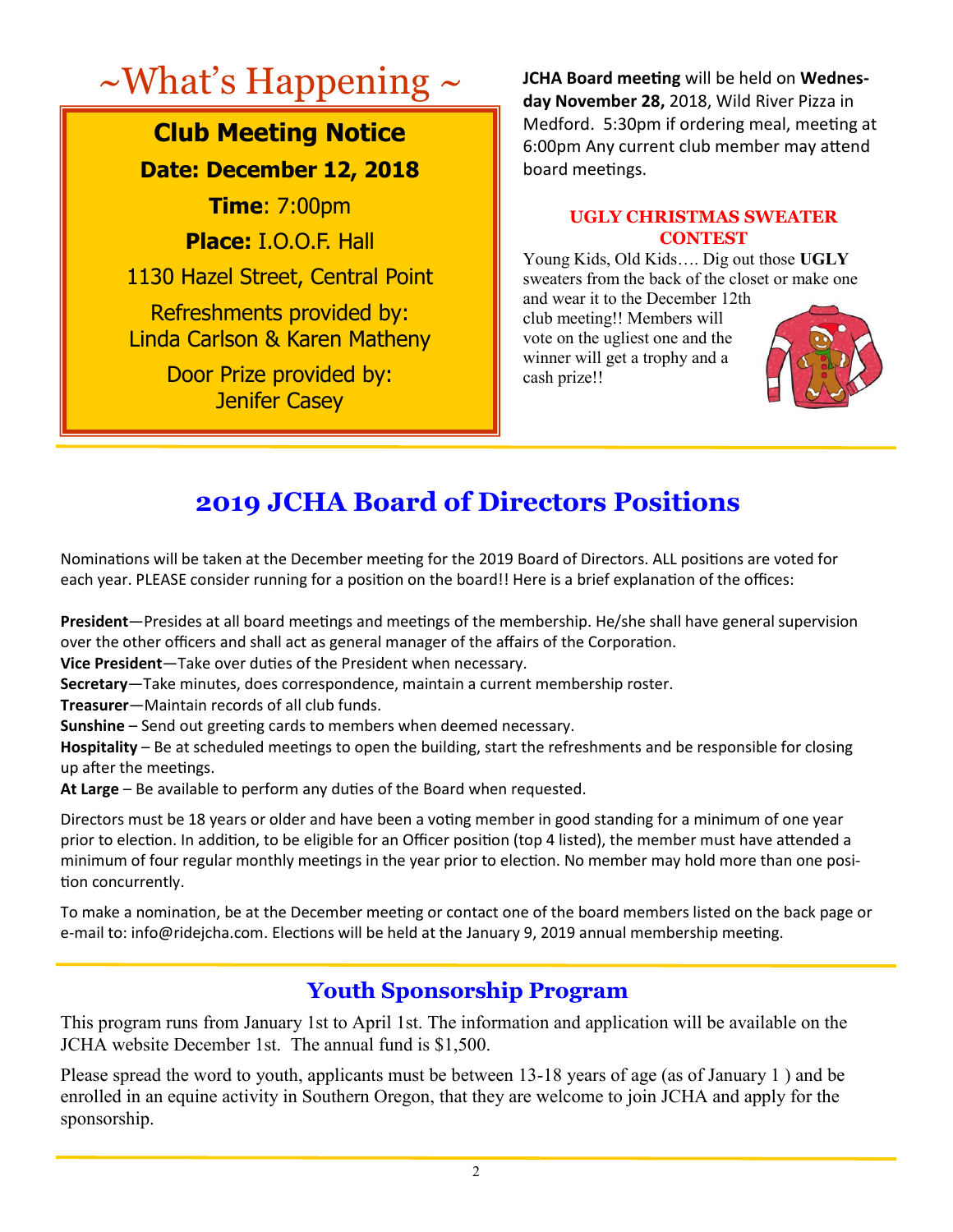# ~What's Happening ~

**Club Meeting Notice**

**Date: December 12, 2018**

**Time**: 7:00pm

**Place:** I.O.O.F. Hall

1130 Hazel Street, Central Point

Refreshments provided by:
Linda Carlson & Karen Matheny

Door Prize provided by:
Jenifer Casey

**JCHA Board meeting** will be held on **Wednesday November 28,** 2018, Wild River Pizza in Medford. 5:30pm if ordering meal, meeting at 6:00pm Any current club member may attend board meetings.

### UGLY CHRISTMAS SWEATER CONTEST

Young Kids, Old Kids…. Dig out those **UGLY** sweaters from the back of the closet or make one and wear it to the December 12th club meeting!! Members will vote on the ugliest one and the winner will get a trophy and a cash prize!!

## 2019 JCHA Board of Directors Positions

Nominations will be taken at the December meeting for the 2019 Board of Directors. ALL positions are voted for each year. PLEASE consider running for a position on the board!! Here is a brief explanation of the offices:

**President**—Presides at all board meetings and meetings of the membership. He/she shall have general supervision over the other officers and shall act as general manager of the affairs of the Corporation.
**Vice President**—Take over duties of the President when necessary.
**Secretary**—Take minutes, does correspondence, maintain a current membership roster.
**Treasurer**—Maintain records of all club funds.
**Sunshine** – Send out greeting cards to members when deemed necessary.
**Hospitality** – Be at scheduled meetings to open the building, start the refreshments and be responsible for closing up after the meetings.
**At Large** – Be available to perform any duties of the Board when requested.

Directors must be 18 years or older and have been a voting member in good standing for a minimum of one year prior to election. In addition, to be eligible for an Officer position (top 4 listed), the member must have attended a minimum of four regular monthly meetings in the year prior to election. No member may hold more than one position concurrently.

To make a nomination, be at the December meeting or contact one of the board members listed on the back page or e-mail to: info@ridejcha.com. Elections will be held at the January 9, 2019 annual membership meeting.

## Youth Sponsorship Program

This program runs from January 1st to April 1st. The information and application will be available on the JCHA website December 1st. The annual fund is $1,500.

Please spread the word to youth, applicants must be between 13-18 years of age (as of January 1 ) and be enrolled in an equine activity in Southern Oregon, that they are welcome to join JCHA and apply for the sponsorship.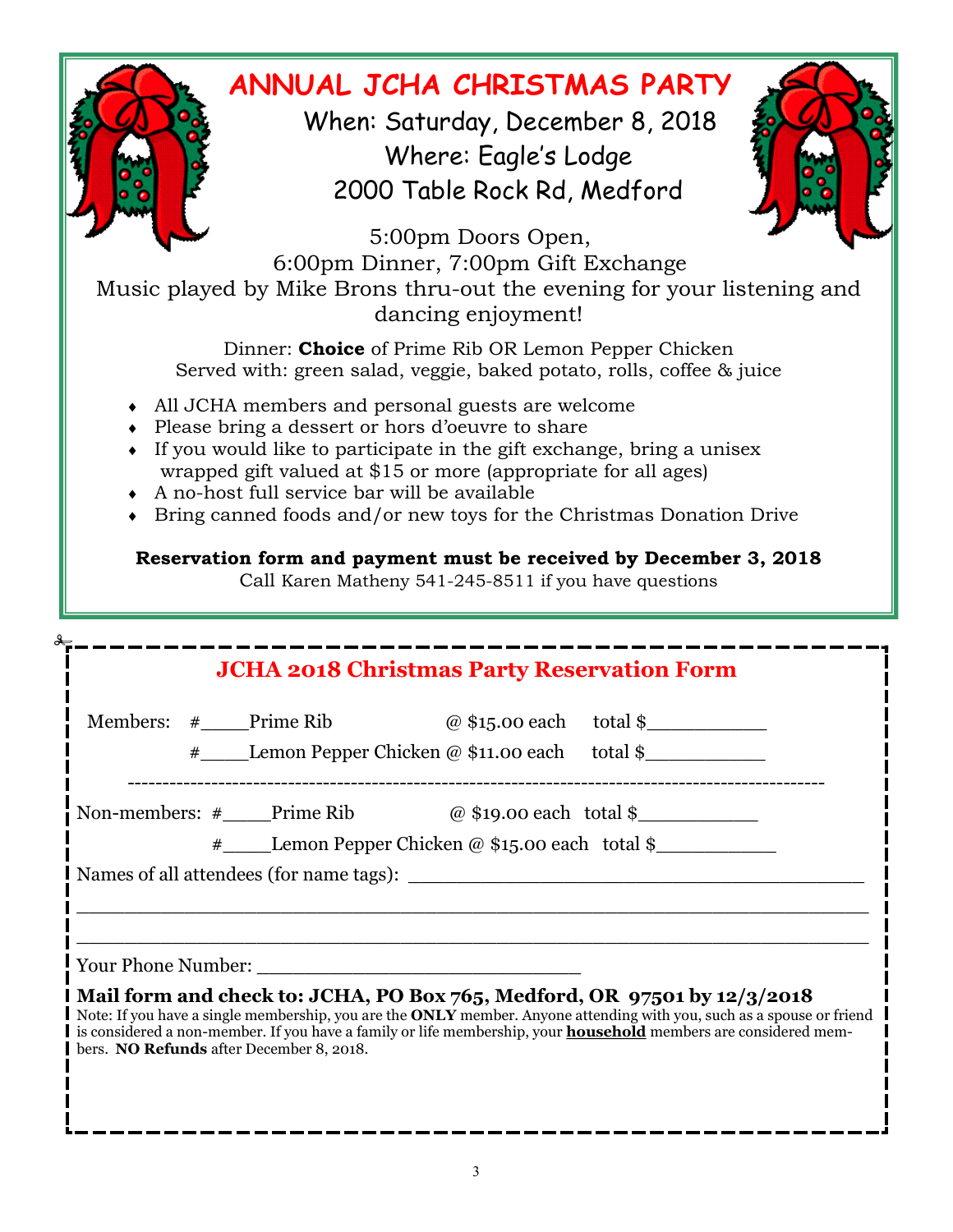# ANNUAL JCHA CHRISTMAS PARTY

When: Saturday, December 8, 2018
Where: Eagle's Lodge
2000 Table Rock Rd, Medford

5:00pm Doors Open,
6:00pm Dinner, 7:00pm Gift Exchange

Music played by Mike Brons thru-out the evening for your listening and dancing enjoyment!

Dinner: **Choice** of Prime Rib OR Lemon Pepper Chicken
Served with: green salad, veggie, baked potato, rolls, coffee & juice

- All JCHA members and personal guests are welcome
- Please bring a dessert or hors d'oeuvre to share
- If you would like to participate in the gift exchange, bring a unisex wrapped gift valued at $15 or more (appropriate for all ages)
- A no-host full service bar will be available
- Bring canned foods and/or new toys for the Christmas Donation Drive

**Reservation form and payment must be received by December 3, 2018**

Call Karen Matheny 541-245-8511 if you have questions

## JCHA 2018 Christmas Party Reservation Form

Members: #_____Prime Rib @ $15.00 each total $___________

#_____Lemon Pepper Chicken @ $11.00 each total $___________

---

Non-members: #_____Prime Rib @ $19.00 each total $___________

#_____Lemon Pepper Chicken @ $15.00 each total $___________

Names of all attendees (for name tags): ___________________________________________

______________________________________________________________________________

______________________________________________________________________________

Your Phone Number: ______________________________

**Mail form and check to: JCHA, PO Box 765, Medford, OR 97501 by 12/3/2018**

Note: If you have a single membership, you are the **ONLY** member. Anyone attending with you, such as a spouse or friend is considered a non-member. If you have a family or life membership, your **household** members are considered members. **NO Refunds** after December 8, 2018.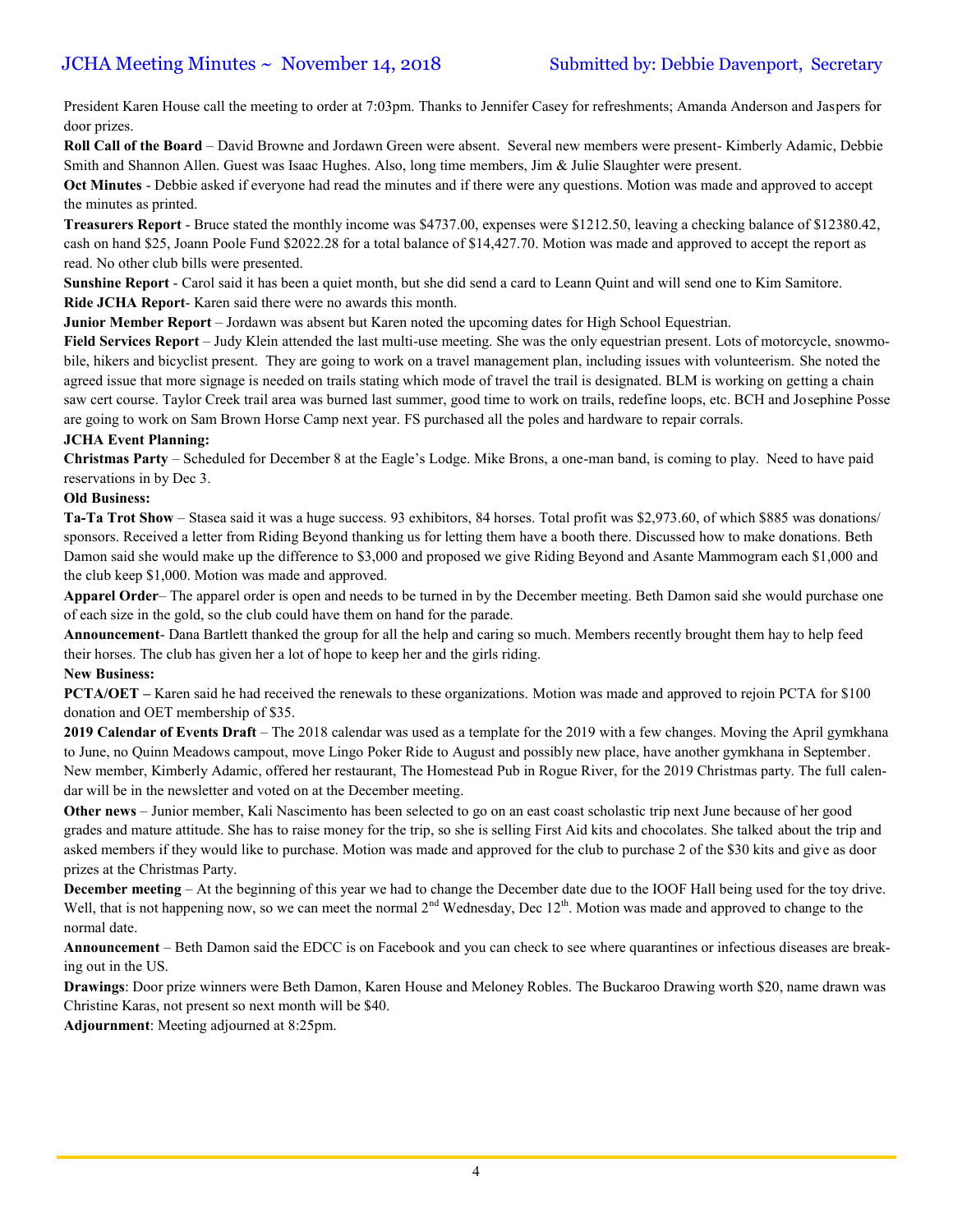# JCHA Meeting Minutes ~ November 14, 2018

Submitted by: Debbie Davenport, Secretary

President Karen House call the meeting to order at 7:03pm. Thanks to Jennifer Casey for refreshments; Amanda Anderson and Jaspers for door prizes.

**Roll Call of the Board** – David Browne and Jordawn Green were absent. Several new members were present- Kimberly Adamic, Debbie Smith and Shannon Allen. Guest was Isaac Hughes. Also, long time members, Jim & Julie Slaughter were present.

**Oct Minutes** - Debbie asked if everyone had read the minutes and if there were any questions. Motion was made and approved to accept the minutes as printed.

**Treasurers Report** - Bruce stated the monthly income was $4737.00, expenses were $1212.50, leaving a checking balance of $12380.42, cash on hand $25, Joann Poole Fund $2022.28 for a total balance of $14,427.70. Motion was made and approved to accept the report as read. No other club bills were presented.

**Sunshine Report** - Carol said it has been a quiet month, but she did send a card to Leann Quint and will send one to Kim Samitore.

**Ride JCHA Report**- Karen said there were no awards this month.

**Junior Member Report** – Jordawn was absent but Karen noted the upcoming dates for High School Equestrian.

**Field Services Report** – Judy Klein attended the last multi-use meeting. She was the only equestrian present. Lots of motorcycle, snowmobile, hikers and bicyclist present. They are going to work on a travel management plan, including issues with volunteerism. She noted the agreed issue that more signage is needed on trails stating which mode of travel the trail is designated. BLM is working on getting a chain saw cert course. Taylor Creek trail area was burned last summer, good time to work on trails, redefine loops, etc. BCH and Josephine Posse are going to work on Sam Brown Horse Camp next year. FS purchased all the poles and hardware to repair corrals.

**JCHA Event Planning:**

**Christmas Party** – Scheduled for December 8 at the Eagle's Lodge. Mike Brons, a one-man band, is coming to play. Need to have paid reservations in by Dec 3.

**Old Business:**

**Ta-Ta Trot Show** – Stasea said it was a huge success. 93 exhibitors, 84 horses. Total profit was $2,973.60, of which $885 was donations/ sponsors. Received a letter from Riding Beyond thanking us for letting them have a booth there. Discussed how to make donations. Beth Damon said she would make up the difference to $3,000 and proposed we give Riding Beyond and Asante Mammogram each $1,000 and the club keep $1,000. Motion was made and approved.

**Apparel Order**– The apparel order is open and needs to be turned in by the December meeting. Beth Damon said she would purchase one of each size in the gold, so the club could have them on hand for the parade.

**Announcement**- Dana Bartlett thanked the group for all the help and caring so much. Members recently brought them hay to help feed their horses. The club has given her a lot of hope to keep her and the girls riding.

**New Business:**

**PCTA/OET –** Karen said he had received the renewals to these organizations. Motion was made and approved to rejoin PCTA for $100 donation and OET membership of $35.

**2019 Calendar of Events Draft** – The 2018 calendar was used as a template for the 2019 with a few changes. Moving the April gymkhana to June, no Quinn Meadows campout, move Lingo Poker Ride to August and possibly new place, have another gymkhana in September. New member, Kimberly Adamic, offered her restaurant, The Homestead Pub in Rogue River, for the 2019 Christmas party. The full calendar will be in the newsletter and voted on at the December meeting.

**Other news** – Junior member, Kali Nascimento has been selected to go on an east coast scholastic trip next June because of her good grades and mature attitude. She has to raise money for the trip, so she is selling First Aid kits and chocolates. She talked about the trip and asked members if they would like to purchase. Motion was made and approved for the club to purchase 2 of the $30 kits and give as door prizes at the Christmas Party.

**December meeting** – At the beginning of this year we had to change the December date due to the IOOF Hall being used for the toy drive. Well, that is not happening now, so we can meet the normal 2nd Wednesday, Dec 12th. Motion was made and approved to change to the normal date.

**Announcement** – Beth Damon said the EDCC is on Facebook and you can check to see where quarantines or infectious diseases are breaking out in the US.

**Drawings**: Door prize winners were Beth Damon, Karen House and Meloney Robles. The Buckaroo Drawing worth $20, name drawn was Christine Karas, not present so next month will be $40.

**Adjournment**: Meeting adjourned at 8:25pm.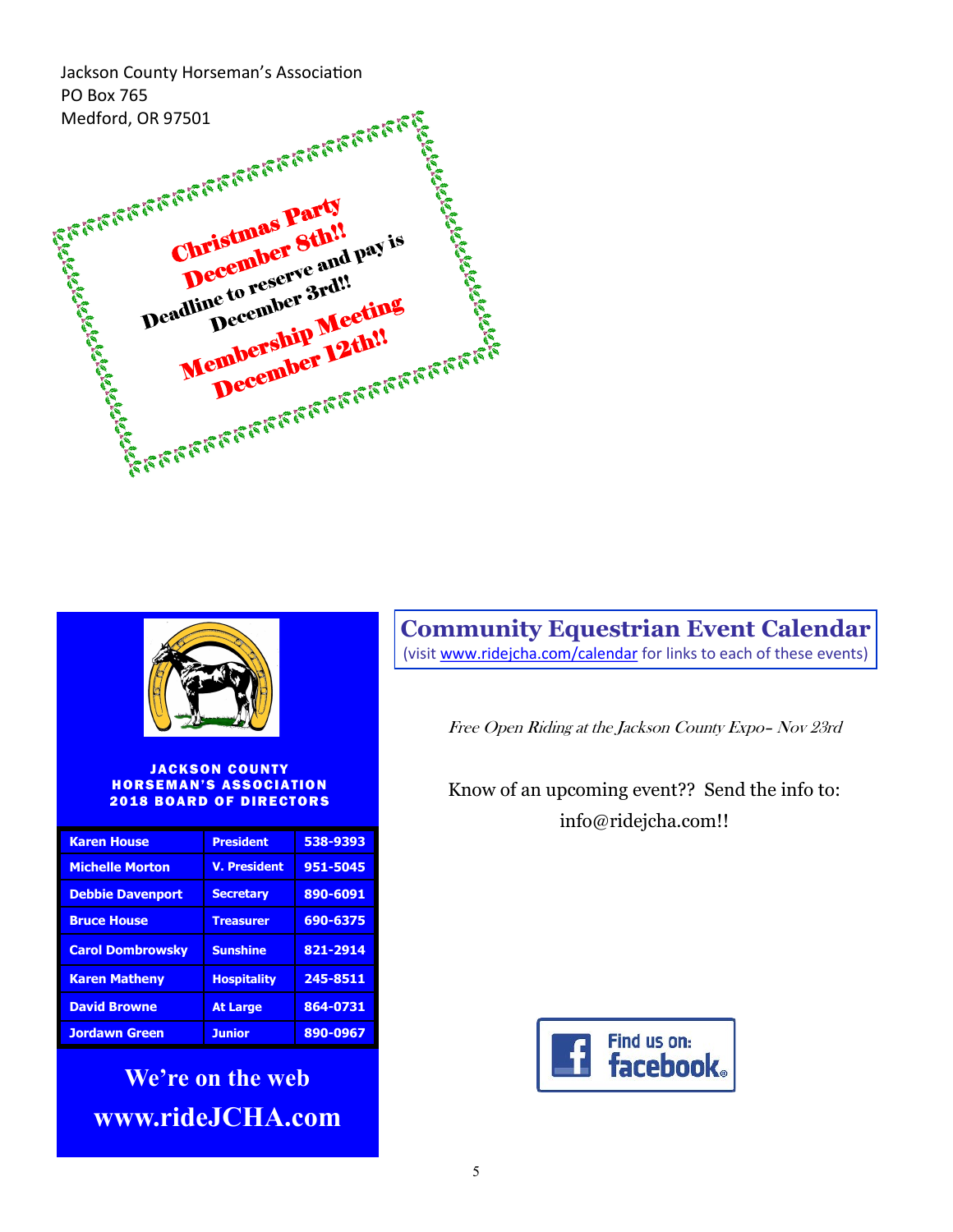Jackson County Horseman's Association
PO Box 765
Medford, OR 97501

**Christmas Party**
**December 8th!!**
**Deadline to reserve and pay is**
**December 3rd!!**
**Membership Meeting**
**December 12th!!**

**JACKSON COUNTY**
**HORSEMAN'S ASSOCIATION**
**2018 BOARD OF DIRECTORS**

| | | |
|---|---|---|
| Karen House | President | 538-9393 |
| Michelle Morton | V. President | 951-5045 |
| Debbie Davenport | Secretary | 890-6091 |
| Bruce House | Treasurer | 690-6375 |
| Carol Dombrowsky | Sunshine | 821-2914 |
| Karen Matheny | Hospitality | 245-8511 |
| David Browne | At Large | 864-0731 |
| Jordawn Green | Junior | 890-0967 |

**We're on the web**
**www.rideJCHA.com**

## Community Equestrian Event Calendar

(visit www.ridejcha.com/calendar for links to each of these events)

*Free Open Riding at the Jackson County Expo– Nov 23rd*

Know of an upcoming event?? Send the info to:
info@ridejcha.com!!

Find us on: facebook